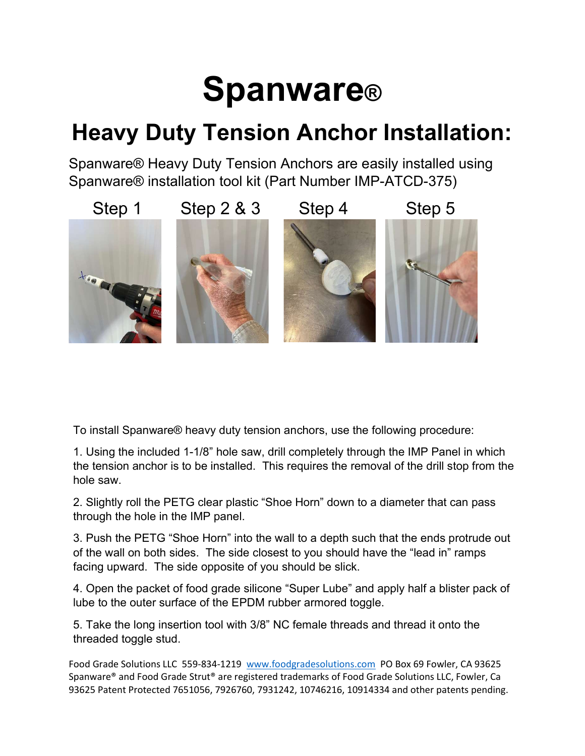# Spanware®

## Heavy Duty Tension Anchor Installation:

Spanware® Heavy Duty Tension Anchors are easily installed using Spanware® installation tool kit (Part Number IMP-ATCD-375)

Step 1 Step 2 & 3 Step 4 Step 5

To install Spanware® heavy duty tension anchors, use the following procedure:

1. Using the included 1-1/8" hole saw, drill completely through the IMP Panel in which the tension anchor is to be installed. This requires the removal of the drill stop from the hole saw.

2. Slightly roll the PETG clear plastic "Shoe Horn" down to a diameter that can pass through the hole in the IMP panel.

3. Push the PETG "Shoe Horn" into the wall to a depth such that the ends protrude out of the wall on both sides. The side closest to you should have the "lead in" ramps facing upward. The side opposite of you should be slick.

4. Open the packet of food grade silicone "Super Lube" and apply half a blister pack of lube to the outer surface of the EPDM rubber armored toggle.

5. Take the long insertion tool with 3/8" NC female threads and thread it onto the threaded toggle stud.

Food Grade Solutions LLC 559-834-1219 www.foodgradesolutions.com PO Box 69 Fowler, CA 93625
Spanware® and Food Grade Strut® are registered trademarks of Food Grade Solutions LLC, Fowler, Ca 93625 Patent Protected 7651056, 7926760, 7931242, 10746216, 10914334 and other patents pending.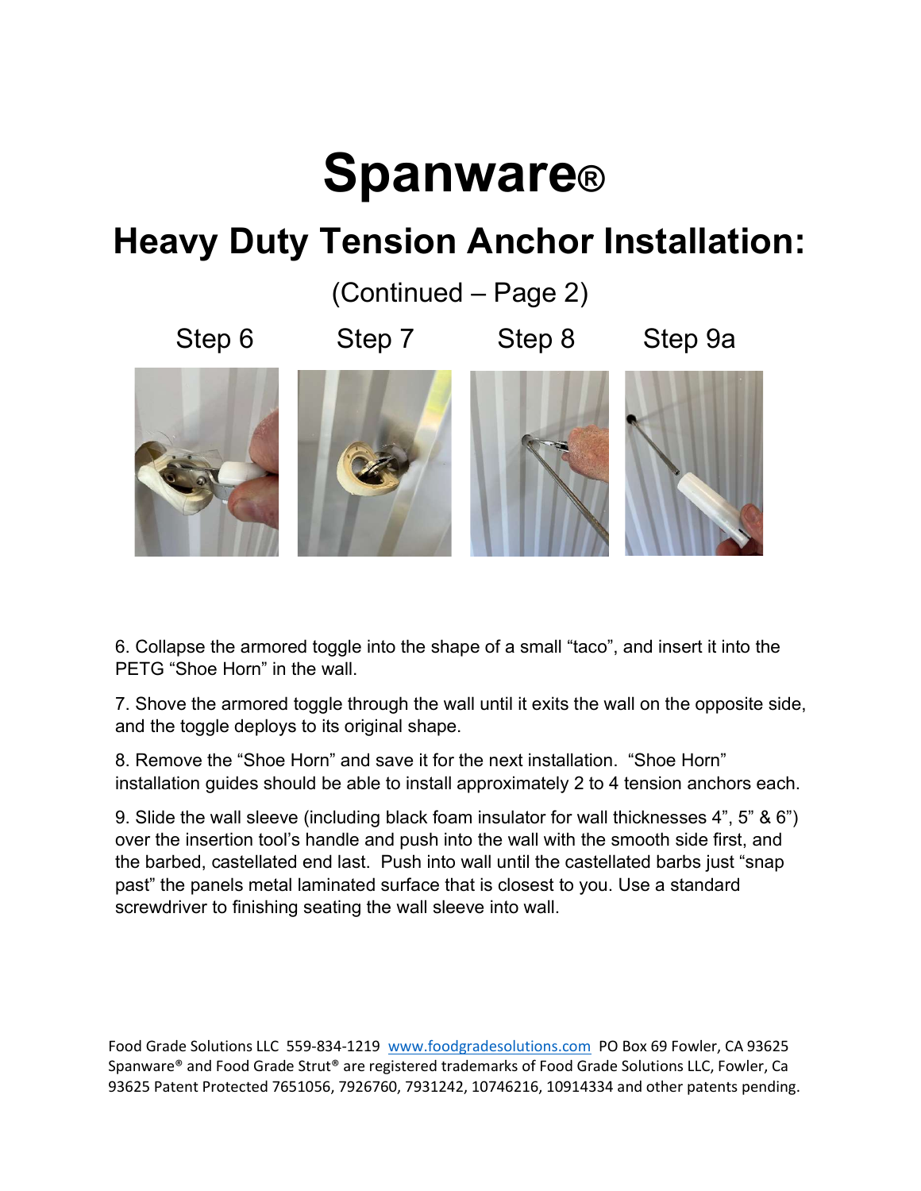# Spanware®

## Heavy Duty Tension Anchor Installation:

(Continued – Page 2)

Step 6 Step 7 Step 8 Step 9a

6. Collapse the armored toggle into the shape of a small "taco", and insert it into the PETG "Shoe Horn" in the wall.

7. Shove the armored toggle through the wall until it exits the wall on the opposite side, and the toggle deploys to its original shape.

8. Remove the "Shoe Horn" and save it for the next installation. "Shoe Horn" installation guides should be able to install approximately 2 to 4 tension anchors each.

9. Slide the wall sleeve (including black foam insulator for wall thicknesses 4", 5" & 6") over the insertion tool's handle and push into the wall with the smooth side first, and the barbed, castellated end last. Push into wall until the castellated barbs just "snap past" the panels metal laminated surface that is closest to you. Use a standard screwdriver to finishing seating the wall sleeve into wall.

Food Grade Solutions LLC 559-834-1219 www.foodgradesolutions.com PO Box 69 Fowler, CA 93625
Spanware® and Food Grade Strut® are registered trademarks of Food Grade Solutions LLC, Fowler, Ca 93625 Patent Protected 7651056, 7926760, 7931242, 10746216, 10914334 and other patents pending.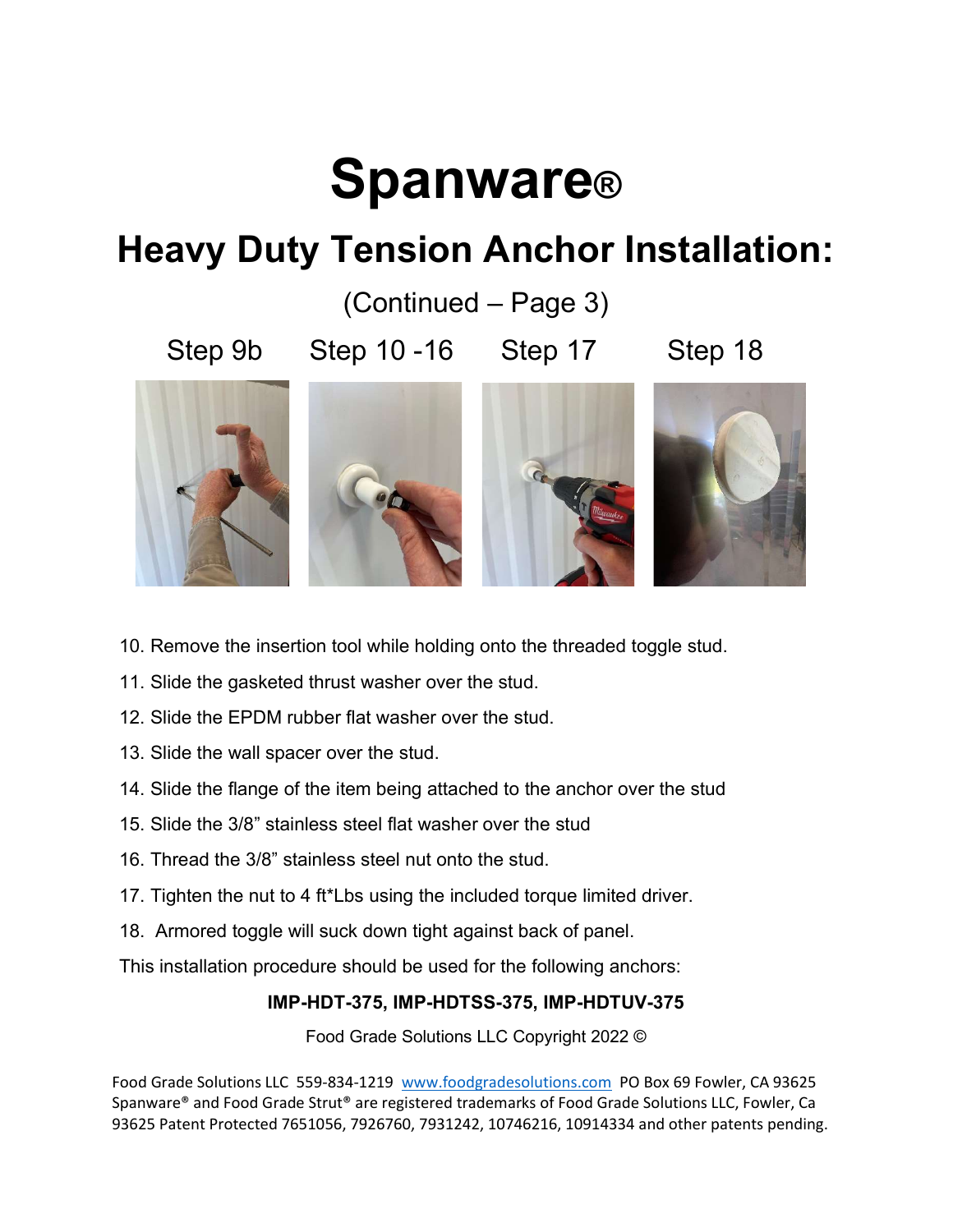# Spanware®

## Heavy Duty Tension Anchor Installation:

(Continued – Page 3)

Step 9b    Step 10 -16    Step 17    Step 18

10. Remove the insertion tool while holding onto the threaded toggle stud.
11. Slide the gasketed thrust washer over the stud.
12. Slide the EPDM rubber flat washer over the stud.
13. Slide the wall spacer over the stud.
14. Slide the flange of the item being attached to the anchor over the stud
15. Slide the 3/8" stainless steel flat washer over the stud
16. Thread the 3/8" stainless steel nut onto the stud.
17. Tighten the nut to 4 ft*Lbs using the included torque limited driver.
18. Armored toggle will suck down tight against back of panel.

This installation procedure should be used for the following anchors:

**IMP-HDT-375, IMP-HDTSS-375, IMP-HDTUV-375**

Food Grade Solutions LLC Copyright 2022 ©

Food Grade Solutions LLC 559-834-1219 www.foodgradesolutions.com PO Box 69 Fowler, CA 93625 Spanware® and Food Grade Strut® are registered trademarks of Food Grade Solutions LLC, Fowler, Ca 93625 Patent Protected 7651056, 7926760, 7931242, 10746216, 10914334 and other patents pending.